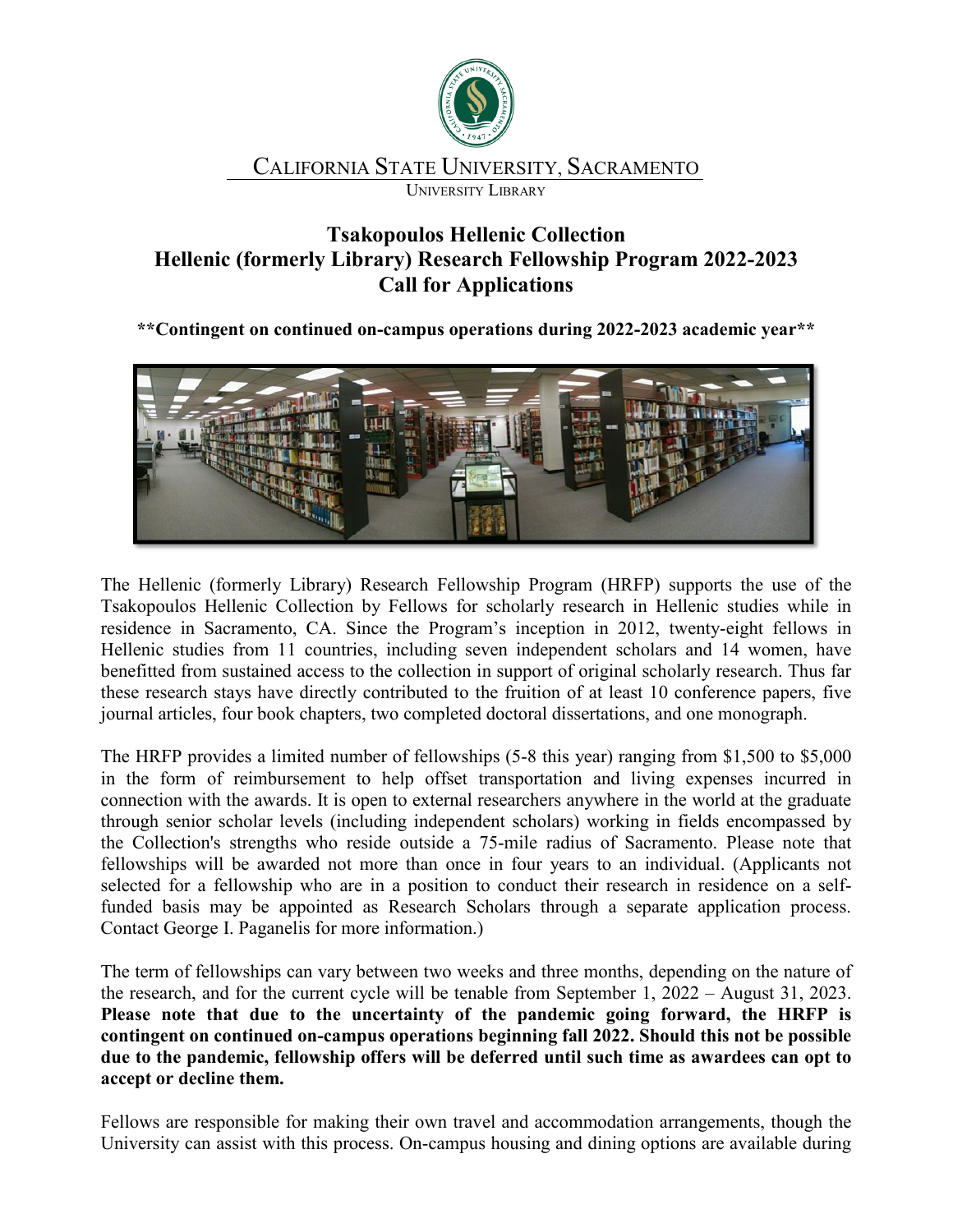California State University, Sacramento

University Library

# Tsakopoulos Hellenic Collection
# Hellenic (formerly Library) Research Fellowship Program 2022-2023
# Call for Applications

**\*\*Contingent on continued on-campus operations during 2022-2023 academic year\*\***

The Hellenic (formerly Library) Research Fellowship Program (HRFP) supports the use of the Tsakopoulos Hellenic Collection by Fellows for scholarly research in Hellenic studies while in residence in Sacramento, CA. Since the Program's inception in 2012, twenty-eight fellows in Hellenic studies from 11 countries, including seven independent scholars and 14 women, have benefitted from sustained access to the collection in support of original scholarly research. Thus far these research stays have directly contributed to the fruition of at least 10 conference papers, five journal articles, four book chapters, two completed doctoral dissertations, and one monograph.

The HRFP provides a limited number of fellowships (5-8 this year) ranging from $1,500 to $5,000 in the form of reimbursement to help offset transportation and living expenses incurred in connection with the awards. It is open to external researchers anywhere in the world at the graduate through senior scholar levels (including independent scholars) working in fields encompassed by the Collection's strengths who reside outside a 75-mile radius of Sacramento. Please note that fellowships will be awarded not more than once in four years to an individual. (Applicants not selected for a fellowship who are in a position to conduct their research in residence on a self-funded basis may be appointed as Research Scholars through a separate application process. Contact George I. Paganelis for more information.)

The term of fellowships can vary between two weeks and three months, depending on the nature of the research, and for the current cycle will be tenable from September 1, 2022 – August 31, 2023. **Please note that due to the uncertainty of the pandemic going forward, the HRFP is contingent on continued on-campus operations beginning fall 2022. Should this not be possible due to the pandemic, fellowship offers will be deferred until such time as awardees can opt to accept or decline them.**

Fellows are responsible for making their own travel and accommodation arrangements, though the University can assist with this process. On-campus housing and dining options are available during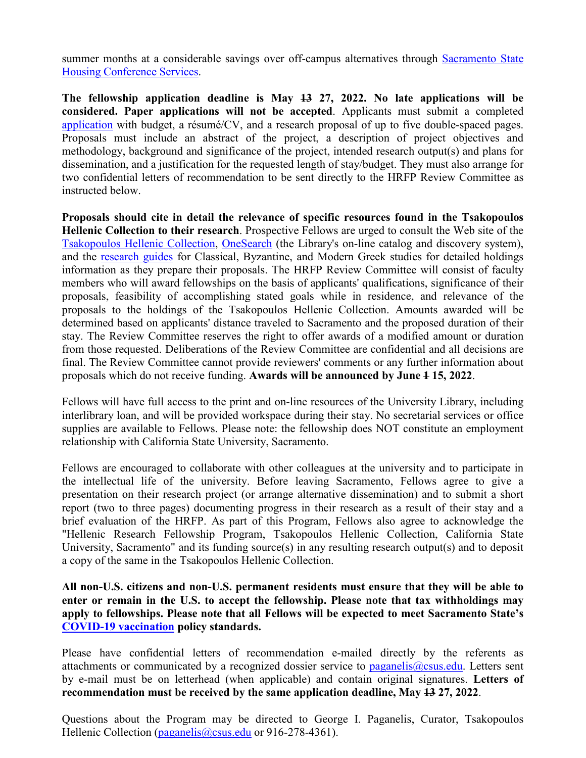summer months at a considerable savings over off-campus alternatives through [Sacramento State Housing Conference Services](#).

**The fellowship application deadline is May ~~13~~ 27, 2022. No late applications will be considered. Paper applications will not be accepted**. Applicants must submit a completed [application](#) with budget, a résumé/CV, and a research proposal of up to five double-spaced pages. Proposals must include an abstract of the project, a description of project objectives and methodology, background and significance of the project, intended research output(s) and plans for dissemination, and a justification for the requested length of stay/budget. They must also arrange for two confidential letters of recommendation to be sent directly to the HRFP Review Committee as instructed below.

**Proposals should cite in detail the relevance of specific resources found in the Tsakopoulos Hellenic Collection to their research**. Prospective Fellows are urged to consult the Web site of the [Tsakopoulos Hellenic Collection](#), [OneSearch](#) (the Library's on-line catalog and discovery system), and the [research guides](#) for Classical, Byzantine, and Modern Greek studies for detailed holdings information as they prepare their proposals. The HRFP Review Committee will consist of faculty members who will award fellowships on the basis of applicants' qualifications, significance of their proposals, feasibility of accomplishing stated goals while in residence, and relevance of the proposals to the holdings of the Tsakopoulos Hellenic Collection. Amounts awarded will be determined based on applicants' distance traveled to Sacramento and the proposed duration of their stay. The Review Committee reserves the right to offer awards of a modified amount or duration from those requested. Deliberations of the Review Committee are confidential and all decisions are final. The Review Committee cannot provide reviewers' comments or any further information about proposals which do not receive funding. **Awards will be announced by June ~~1~~ 15, 2022**.

Fellows will have full access to the print and on-line resources of the University Library, including interlibrary loan, and will be provided workspace during their stay. No secretarial services or office supplies are available to Fellows. Please note: the fellowship does NOT constitute an employment relationship with California State University, Sacramento.

Fellows are encouraged to collaborate with other colleagues at the university and to participate in the intellectual life of the university. Before leaving Sacramento, Fellows agree to give a presentation on their research project (or arrange alternative dissemination) and to submit a short report (two to three pages) documenting progress in their research as a result of their stay and a brief evaluation of the HRFP. As part of this Program, Fellows also agree to acknowledge the "Hellenic Research Fellowship Program, Tsakopoulos Hellenic Collection, California State University, Sacramento" and its funding source(s) in any resulting research output(s) and to deposit a copy of the same in the Tsakopoulos Hellenic Collection.

**All non-U.S. citizens and non-U.S. permanent residents must ensure that they will be able to enter or remain in the U.S. to accept the fellowship. Please note that tax withholdings may apply to fellowships. Please note that all Fellows will be expected to meet Sacramento State's [COVID-19 vaccination](#) policy standards.**

Please have confidential letters of recommendation e-mailed directly by the referents as attachments or communicated by a recognized dossier service to [paganelis@csus.edu](mailto:paganelis@csus.edu). Letters sent by e-mail must be on letterhead (when applicable) and contain original signatures. **Letters of recommendation must be received by the same application deadline, May ~~13~~ 27, 2022**.

Questions about the Program may be directed to George I. Paganelis, Curator, Tsakopoulos Hellenic Collection ([paganelis@csus.edu](mailto:paganelis@csus.edu) or 916-278-4361).